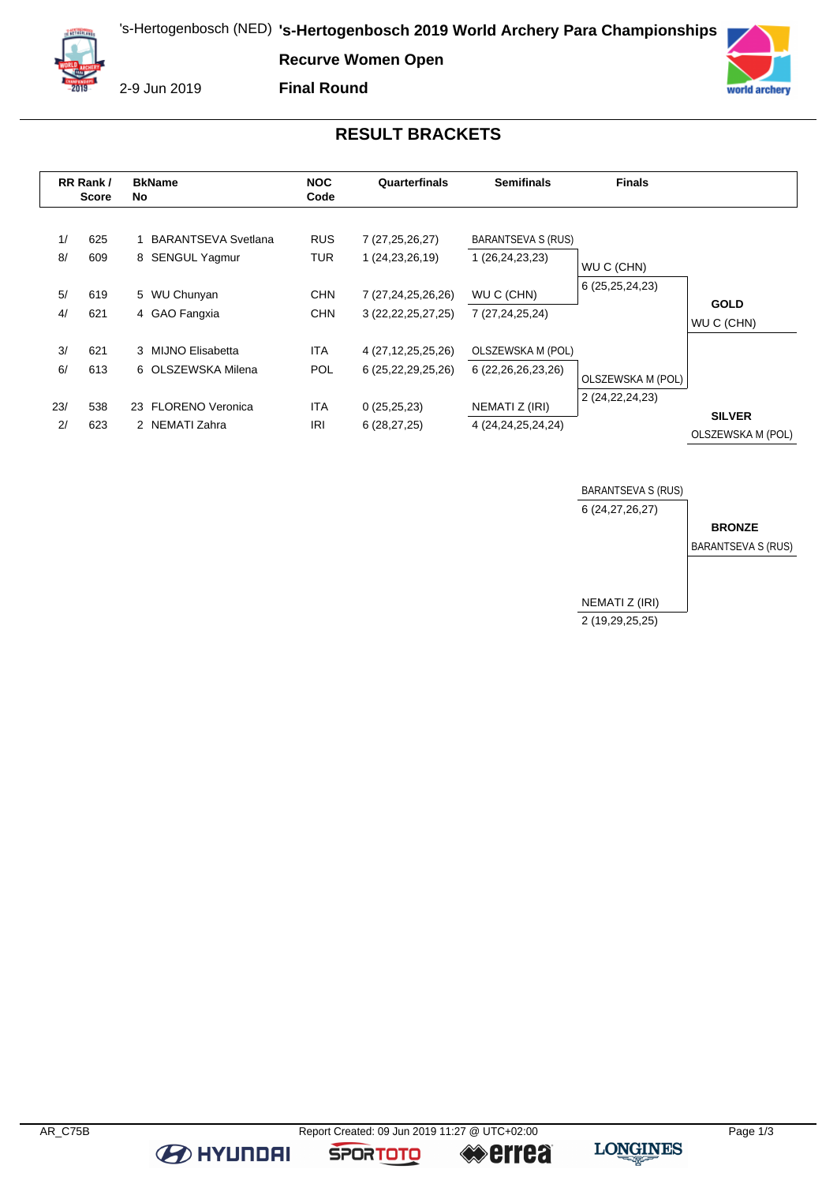's-Hertogenbosch (NED) **'s-Hertogenbosch 2019 World Archery Para Championships**

2-9 Jun 2019

**Recurve Women Open**

**Final Round**

## RESULT BRACKETS

| RR Rank / Score | | BkName No | NOC Code | Quarterfinals | Semifinals | Finals |
|---|---|---|---|---|---|---|
| 1/ | 625 | 1 BARANTSEVA Svetlana | RUS | 7 (27,25,26,27) | BARANTSEVA S (RUS) | |
| 8/ | 609 | 8 SENGUL Yagmur | TUR | 1 (24,23,26,19) | 1 (26,24,23,23) | WU C (CHN) |
| | | | | | | 6 (25,25,24,23) |
| 5/ | 619 | 5 WU Chunyan | CHN | 7 (27,24,25,26,26) | WU C (CHN) | |
| 4/ | 621 | 4 GAO Fangxia | CHN | 3 (22,22,25,27,25) | 7 (27,24,25,24) | |
| 3/ | 621 | 3 MIJNO Elisabetta | ITA | 4 (27,12,25,25,26) | OLSZEWSKA M (POL) | |
| 6/ | 613 | 6 OLSZEWSKA Milena | POL | 6 (25,22,29,25,26) | 6 (22,26,26,23,26) | OLSZEWSKA M (POL) |
| | | | | | | 2 (24,22,24,23) |
| 23/ | 538 | 23 FLORENO Veronica | ITA | 0 (25,25,23) | NEMATI Z (IRI) | |
| 2/ | 623 | 2 NEMATI Zahra | IRI | 6 (28,27,25) | 4 (24,24,25,24,24) | |

**GOLD**: WU C (CHN)

**SILVER**: OLSZEWSKA M (POL)

### Bronze Match

| Bronze Match | Result |
|---|---|
| BARANTSEVA S (RUS) | 6 (24,27,26,27) |
| NEMATI Z (IRI) | 2 (19,29,25,25) |

**BRONZE**: BARANTSEVA S (RUS)

AR_C75B

Report Created: 09 Jun 2019 11:27 @ UTC+02:00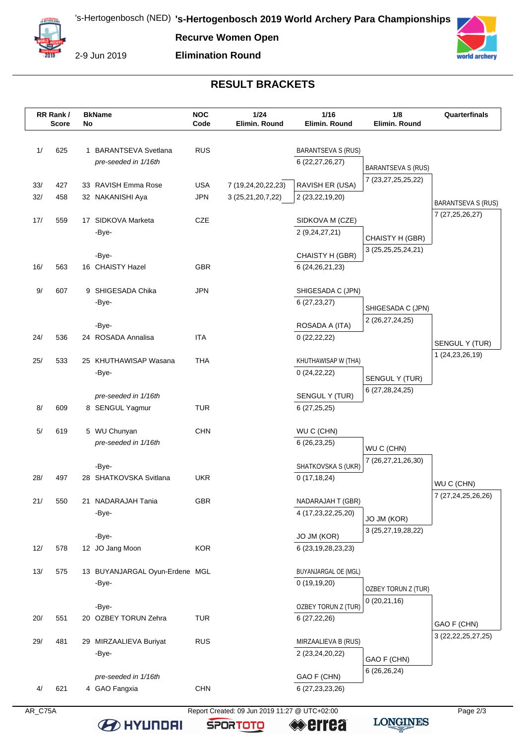# 's-Hertogenbosch 2019 World Archery Para Championships

's-Hertogenbosch (NED)

2-9 Jun 2019

**Recurve Women Open**

**Elimination Round**

## RESULT BRACKETS

| RR Rank / Score | | BkName No | | NOC Code | 1/24 Elimin. Round | 1/16 Elimin. Round | 1/8 Elimin. Round | Quarterfinals |
|---|---|---|---|---|---|---|---|---|
| 1/ | 625 | 1 | BARANTSEVA Svetlana | RUS | | BARANTSEVA S (RUS) | | |
| | | | *pre-seeded in 1/16th* | | | 6 (22,27,26,27) | BARANTSEVA S (RUS) | |
| | | | | | | | 7 (23,27,25,25,22) | |
| 33/ | 427 | 33 | RAVISH Emma Rose | USA | 7 (19,24,20,22,23) | RAVISH ER (USA) | | |
| 32/ | 458 | 32 | NAKANISHI Aya | JPN | 3 (25,21,20,7,22) | 2 (23,22,19,20) | | BARANTSEVA S (RUS) |
| | | | | | | | | 7 (27,25,26,27) |
| 17/ | 559 | 17 | SIDKOVA Marketa | CZE | | SIDKOVA M (CZE) | | |
| | | | -Bye- | | | 2 (9,24,27,21) | CHAISTY H (GBR) | |
| | | | | | | | 3 (25,25,25,24,21) | |
| | | | -Bye- | | | CHAISTY H (GBR) | | |
| 16/ | 563 | 16 | CHAISTY Hazel | GBR | | 6 (24,26,21,23) | | |
| 9/ | 607 | 9 | SHIGESADA Chika | JPN | | SHIGESADA C (JPN) | | |
| | | | -Bye- | | | 6 (27,23,27) | SHIGESADA C (JPN) | |
| | | | | | | | 2 (26,27,24,25) | |
| | | | -Bye- | | | ROSADA A (ITA) | | |
| 24/ | 536 | 24 | ROSADA Annalisa | ITA | | 0 (22,22,22) | | SENGUL Y (TUR) |
| | | | | | | | | 1 (24,23,26,19) |
| 25/ | 533 | 25 | KHUTHAWISAP Wasana | THA | | KHUTHAWISAP W (THA) | | |
| | | | -Bye- | | | 0 (24,22,22) | SENGUL Y (TUR) | |
| | | | | | | | 6 (27,28,24,25) | |
| | | | *pre-seeded in 1/16th* | | | SENGUL Y (TUR) | | |
| 8/ | 609 | 8 | SENGUL Yagmur | TUR | | 6 (27,25,25) | | |
| 5/ | 619 | 5 | WU Chunyan | CHN | | WU C (CHN) | | |
| | | | *pre-seeded in 1/16th* | | | 6 (26,23,25) | WU C (CHN) | |
| | | | | | | | 7 (26,27,21,26,30) | |
| | | | -Bye- | | | SHATKOVSKA S (UKR) | | |
| 28/ | 497 | 28 | SHATKOVSKA Svitlana | UKR | | 0 (17,18,24) | | WU C (CHN) |
| | | | | | | | | 7 (27,24,25,26,26) |
| 21/ | 550 | 21 | NADARAJAH Tania | GBR | | NADARAJAH T (GBR) | | |
| | | | -Bye- | | | 4 (17,23,22,25,20) | JO JM (KOR) | |
| | | | | | | | 3 (25,27,19,28,22) | |
| | | | -Bye- | | | JO JM (KOR) | | |
| 12/ | 578 | 12 | JO Jang Moon | KOR | | 6 (23,19,28,23,23) | | |
| 13/ | 575 | 13 | BUYANJARGAL Oyun-Erdene | MGL | | BUYANJARGAL OE (MGL) | | |
| | | | -Bye- | | | 0 (19,19,20) | OZBEY TORUN Z (TUR) | |
| | | | | | | | 0 (20,21,16) | |
| | | | -Bye- | | | OZBEY TORUN Z (TUR) | | |
| 20/ | 551 | 20 | OZBEY TORUN Zehra | TUR | | 6 (27,22,26) | | GAO F (CHN) |
| | | | | | | | | 3 (22,22,25,27,25) |
| 29/ | 481 | 29 | MIRZAALIEVA Buriyat | RUS | | MIRZAALIEVA B (RUS) | | |
| | | | -Bye- | | | 2 (23,24,20,22) | GAO F (CHN) | |
| | | | | | | | 6 (26,26,24) | |
| | | | *pre-seeded in 1/16th* | | | GAO F (CHN) | | |
| 4/ | 621 | 4 | GAO Fangxia | CHN | | 6 (27,23,23,26) | | |

AR_C75A

Report Created: 09 Jun 2019 11:27 @ UTC+02:00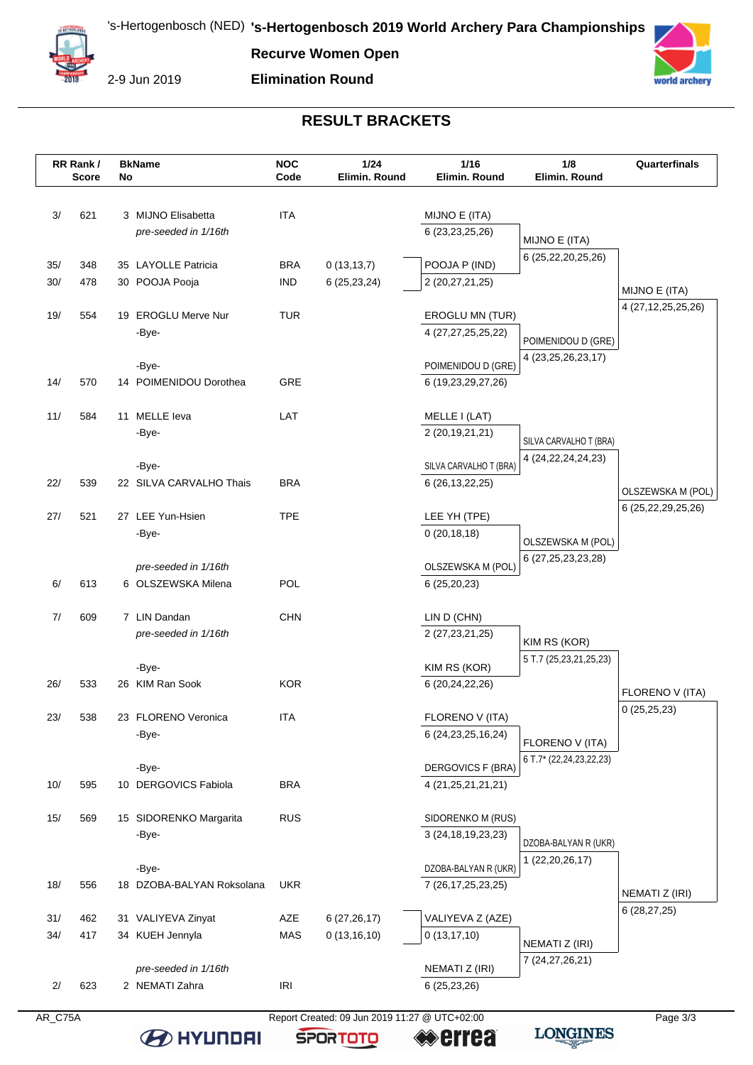# 's-Hertogenbosch 2019 World Archery Para Championships

's-Hertogenbosch (NED)

2-9 Jun 2019

**Recurve Women Open**

**Elimination Round**

## RESULT BRACKETS

| RR Rank / Score | | BkName No | | NOC Code | 1/24 Elimin. Round | 1/16 Elimin. Round | 1/8 Elimin. Round | Quarterfinals |
|---|---|---|---|---|---|---|---|---|
| 3/ | 621 | 3 | MIJNO Elisabetta | ITA | | MIJNO E (ITA) | | |
| | | | *pre-seeded in 1/16th* | | | 6 (23,23,25,26) | MIJNO E (ITA) | |
| 35/ | 348 | 35 | LAYOLLE Patricia | BRA | 0 (13,13,7) | POOJA P (IND) | 6 (25,22,20,25,26) | |
| 30/ | 478 | 30 | POOJA Pooja | IND | 6 (25,23,24) | 2 (20,27,21,25) | | MIJNO E (ITA) |
| 19/ | 554 | 19 | EROGLU Merve Nur | TUR | | EROGLU MN (TUR) | | 4 (27,12,25,25,26) |
| | | | -Bye- | | | 4 (27,27,25,25,22) | POIMENIDOU D (GRE) | |
| | | | -Bye- | | | POIMENIDOU D (GRE) | 4 (23,25,26,23,17) | |
| 14/ | 570 | 14 | POIMENIDOU Dorothea | GRE | | 6 (19,23,29,27,26) | | |
| 11/ | 584 | 11 | MELLE Ieva | LAT | | MELLE I (LAT) | | |
| | | | -Bye- | | | 2 (20,19,21,21) | SILVA CARVALHO T (BRA) | |
| | | | -Bye- | | | SILVA CARVALHO T (BRA) | 4 (24,22,24,24,23) | |
| 22/ | 539 | 22 | SILVA CARVALHO Thais | BRA | | 6 (26,13,22,25) | | OLSZEWSKA M (POL) |
| 27/ | 521 | 27 | LEE Yun-Hsien | TPE | | LEE YH (TPE) | | 6 (25,22,29,25,26) |
| | | | -Bye- | | | 0 (20,18,18) | OLSZEWSKA M (POL) | |
| | | | *pre-seeded in 1/16th* | | | OLSZEWSKA M (POL) | 6 (27,25,23,23,28) | |
| 6/ | 613 | 6 | OLSZEWSKA Milena | POL | | 6 (25,20,23) | | |
| 7/ | 609 | 7 | LIN Dandan | CHN | | LIN D (CHN) | | |
| | | | *pre-seeded in 1/16th* | | | 2 (27,23,21,25) | KIM RS (KOR) | |
| | | | -Bye- | | | KIM RS (KOR) | 5 T.7 (25,23,21,25,23) | |
| 26/ | 533 | 26 | KIM Ran Sook | KOR | | 6 (20,24,22,26) | | FLORENO V (ITA) |
| 23/ | 538 | 23 | FLORENO Veronica | ITA | | FLORENO V (ITA) | | 0 (25,25,23) |
| | | | -Bye- | | | 6 (24,23,25,16,24) | FLORENO V (ITA) | |
| | | | -Bye- | | | DERGOVICS F (BRA) | 6 T.7* (22,24,23,22,23) | |
| 10/ | 595 | 10 | DERGOVICS Fabiola | BRA | | 4 (21,25,21,21,21) | | |
| 15/ | 569 | 15 | SIDORENKO Margarita | RUS | | SIDORENKO M (RUS) | | |
| | | | -Bye- | | | 3 (24,18,19,23,23) | DZOBA-BALYAN R (UKR) | |
| | | | -Bye- | | | DZOBA-BALYAN R (UKR) | 1 (22,20,26,17) | |
| 18/ | 556 | 18 | DZOBA-BALYAN Roksolana | UKR | | 7 (26,17,25,23,25) | | NEMATI Z (IRI) |
| 31/ | 462 | 31 | VALIYEVA Zinyat | AZE | 6 (27,26,17) | VALIYEVA Z (AZE) | | 6 (28,27,25) |
| 34/ | 417 | 34 | KUEH Jennyla | MAS | 0 (13,16,10) | 0 (13,17,10) | NEMATI Z (IRI) | |
| | | | *pre-seeded in 1/16th* | | | NEMATI Z (IRI) | 7 (24,27,26,21) | |
| 2/ | 623 | 2 | NEMATI Zahra | IRI | | 6 (25,23,26) | | |

AR_C75A

Report Created: 09 Jun 2019 11:27 @ UTC+02:00